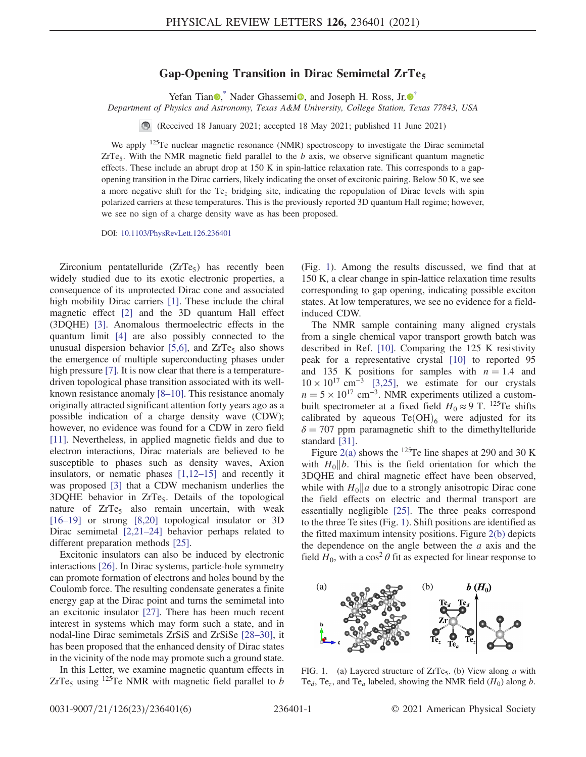# Gap-Opening Transition in Dirac Semimetal $ZrTe_5$

Yefan Tian,* Nader Ghassemi, and Joseph H. Ross, Jr.†

*Department of Physics and Astronomy, Texas A&M University, College Station, Texas 77843, USA*

(Received 18 January 2021; accepted 18 May 2021; published 11 June 2021)

We apply $^{125}$Te nuclear magnetic resonance (NMR) spectroscopy to investigate the Dirac semimetal $ZrTe_5$. With the NMR magnetic field parallel to the $b$ axis, we observe significant quantum magnetic effects. These include an abrupt drop at 150 K in spin-lattice relaxation rate. This corresponds to a gap-opening transition in the Dirac carriers, likely indicating the onset of excitonic pairing. Below 50 K, we see a more negative shift for the $Te_z$ bridging site, indicating the repopulation of Dirac levels with spin polarized carriers at these temperatures. This is the previously reported 3D quantum Hall regime; however, we see no sign of a charge density wave as has been proposed.

DOI: 10.1103/PhysRevLett.126.236401

Zirconium pentatelluride ($ZrTe_5$) has recently been widely studied due to its exotic electronic properties, a consequence of its unprotected Dirac cone and associated high mobility Dirac carriers [1]. These include the chiral magnetic effect [2] and the 3D quantum Hall effect (3DQHE) [3]. Anomalous thermoelectric effects in the quantum limit [4] are also possibly connected to the unusual dispersion behavior [5,6], and $ZrTe_5$ also shows the emergence of multiple superconducting phases under high pressure [7]. It is now clear that there is a temperature-driven topological phase transition associated with its well-known resistance anomaly [8–10]. This resistance anomaly originally attracted significant attention forty years ago as a possible indication of a charge density wave (CDW); however, no evidence was found for a CDW in zero field [11]. Nevertheless, in applied magnetic fields and due to electron interactions, Dirac materials are believed to be susceptible to phases such as density waves, Axion insulators, or nematic phases [1,12–15] and recently it was proposed [3] that a CDW mechanism underlies the 3DQHE behavior in $ZrTe_5$. Details of the topological nature of $ZrTe_5$ also remain uncertain, with weak [16–19] or strong [8,20] topological insulator or 3D Dirac semimetal [2,21–24] behavior perhaps related to different preparation methods [25].

Excitonic insulators can also be induced by electronic interactions [26]. In Dirac systems, particle-hole symmetry can promote formation of electrons and holes bound by the Coulomb force. The resulting condensate generates a finite energy gap at the Dirac point and turns the semimetal into an excitonic insulator [27]. There has been much recent interest in systems which may form such a state, and in nodal-line Dirac semimetals ZrSiS and ZrSiSe [28–30], it has been proposed that the enhanced density of Dirac states in the vicinity of the node may promote such a ground state.

In this Letter, we examine magnetic quantum effects in $ZrTe_5$ using $^{125}$Te NMR with magnetic field parallel to $b$ (Fig. 1). Among the results discussed, we find that at 150 K, a clear change in spin-lattice relaxation time results corresponding to gap opening, indicating possible exciton states. At low temperatures, we see no evidence for a field-induced CDW.

The NMR sample containing many aligned crystals from a single chemical vapor transport growth batch was described in Ref. [10]. Comparing the 125 K resistivity peak for a representative crystal [10] to reported 95 and 135 K positions for samples with $n = 1.4$ and $10 \times 10^{17}$ cm$^{-3}$ [3,25], we estimate for our crystals $n = 5 \times 10^{17}$ cm$^{-3}$. NMR experiments utilized a custom-built spectrometer at a fixed field $H_0 \approx 9$ T. $^{125}$Te shifts calibrated by aqueous $Te(OH)_6$ were adjusted for its $\delta = 707$ ppm paramagnetic shift to the dimethyltelluride standard [31].

Figure 2(a) shows the $^{125}$Te line shapes at 290 and 30 K with $H_0 \| b$. This is the field orientation for which the 3DQHE and chiral magnetic effect have been observed, while with $H_0 \| a$ due to a strongly anisotropic Dirac cone the field effects on electric and thermal transport are essentially negligible [25]. The three peaks correspond to the three Te sites (Fig. 1). Shift positions are identified as the fitted maximum intensity positions. Figure 2(b) depicts the dependence on the angle between the $a$ axis and the field $H_0$, with a $\cos^2 \theta$ fit as expected for linear response to

FIG. 1. (a) Layered structure of $ZrTe_5$. (b) View along $a$ with $Te_d$, $Te_z$, and $Te_a$ labeled, showing the NMR field ($H_0$) along $b$.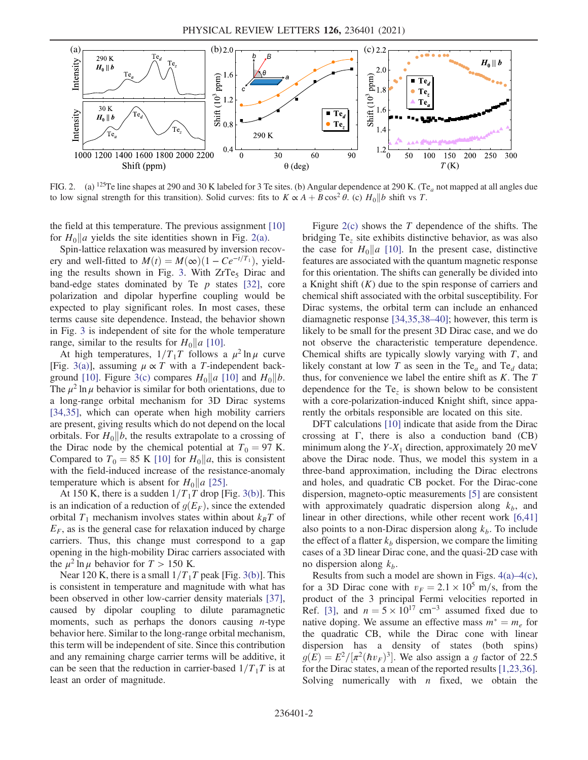FIG. 2. (a) $^{125}$Te line shapes at 290 and 30 K labeled for 3 Te sites. (b) Angular dependence at 290 K. ($\mathrm{Te}_a$ not mapped at all angles due to low signal strength for this transition). Solid curves: fits to $K \propto A + B\cos^2\theta$. (c) $H_0 \| b$ shift vs $T$.

the field at this temperature. The previous assignment [10] for $H_0 \| a$ yields the site identities shown in Fig. 2(a).

Spin-lattice relaxation was measured by inversion recovery and well-fitted to $M(t) = M(\infty)(1 - Ce^{-t/T_1})$, yielding the results shown in Fig. 3. With $\mathrm{ZrTe}_5$ Dirac and band-edge states dominated by Te $p$ states [32], core polarization and dipolar hyperfine coupling would be expected to play significant roles. In most cases, these terms cause site dependence. Instead, the behavior shown in Fig. 3 is independent of site for the whole temperature range, similar to the results for $H_0 \| a$ [10].

At high temperatures, $1/T_1T$ follows a $\mu^2 \ln \mu$ curve [Fig. 3(a)], assuming $\mu \propto T$ with a $T$-independent background [10]. Figure 3(c) compares $H_0 \| a$ [10] and $H_0 \| b$. The $\mu^2 \ln \mu$ behavior is similar for both orientations, due to a long-range orbital mechanism for 3D Dirac systems [34,35], which can operate when high mobility carriers are present, giving results which do not depend on the local orbitals. For $H_0 \| b$, the results extrapolate to a crossing of the Dirac node by the chemical potential at $T_0 = 97$ K. Compared to $T_0 = 85$ K [10] for $H_0 \| a$, this is consistent with the field-induced increase of the resistance-anomaly temperature which is absent for $H_0 \| a$ [25].

At 150 K, there is a sudden $1/T_1T$ drop [Fig. 3(b)]. This is an indication of a reduction of $g(E_F)$, since the extended orbital $T_1$ mechanism involves states within about $k_BT$ of $E_F$, as is the general case for relaxation induced by charge carriers. Thus, this change must correspond to a gap opening in the high-mobility Dirac carriers associated with the $\mu^2 \ln \mu$ behavior for $T > 150$ K.

Near 120 K, there is a small $1/T_1T$ peak [Fig. 3(b)]. This is consistent in temperature and magnitude with what has been observed in other low-carrier density materials [37], caused by dipolar coupling to dilute paramagnetic moments, such as perhaps the donors causing $n$-type behavior here. Similar to the long-range orbital mechanism, this term will be independent of site. Since this contribution and any remaining charge carrier terms will be additive, it can be seen that the reduction in carrier-based $1/T_1T$ is at least an order of magnitude.

Figure 2(c) shows the $T$ dependence of the shifts. The bridging $\mathrm{Te}_z$ site exhibits distinctive behavior, as was also the case for $H_0 \| a$ [10]. In the present case, distinctive features are associated with the quantum magnetic response for this orientation. The shifts can generally be divided into a Knight shift ($K$) due to the spin response of carriers and chemical shift associated with the orbital susceptibility. For Dirac systems, the orbital term can include an enhanced diamagnetic response [34,35,38–40]; however, this term is likely to be small for the present 3D Dirac case, and we do not observe the characteristic temperature dependence. Chemical shifts are typically slowly varying with $T$, and likely constant at low $T$ as seen in the $\mathrm{Te}_a$ and $\mathrm{Te}_d$ data; thus, for convenience we label the entire shift as $K$. The $T$ dependence for the $\mathrm{Te}_z$ is shown below to be consistent with a core-polarization-induced Knight shift, since apparently the orbitals responsible are located on this site.

DFT calculations [10] indicate that aside from the Dirac crossing at $\Gamma$, there is also a conduction band (CB) minimum along the $Y$-$X_1$ direction, approximately 20 meV above the Dirac node. Thus, we model this system in a three-band approximation, including the Dirac electrons and holes, and quadratic CB pocket. For the Dirac-cone dispersion, magneto-optic measurements [5] are consistent with approximately quadratic dispersion along $k_b$, and linear in other directions, while other recent work [6,41] also points to a non-Dirac dispersion along $k_b$. To include the effect of a flatter $k_b$ dispersion, we compare the limiting cases of a 3D linear Dirac cone, and the quasi-2D case with no dispersion along $k_b$.

Results from such a model are shown in Figs. 4(a)–4(c), for a 3D Dirac cone with $v_F = 2.1 \times 10^5$ m/s, from the product of the 3 principal Fermi velocities reported in Ref. [3], and $n = 5 \times 10^{17}$ cm$^{-3}$ assumed fixed due to native doping. We assume an effective mass $m^* = m_e$ for the quadratic CB, while the Dirac cone with linear dispersion has a density of states (both spins) $g(E) = E^2/[\pi^2(\hbar v_F)^3]$. We also assign a $g$ factor of 22.5 for the Dirac states, a mean of the reported results [1,23,36]. Solving numerically with $n$ fixed, we obtain the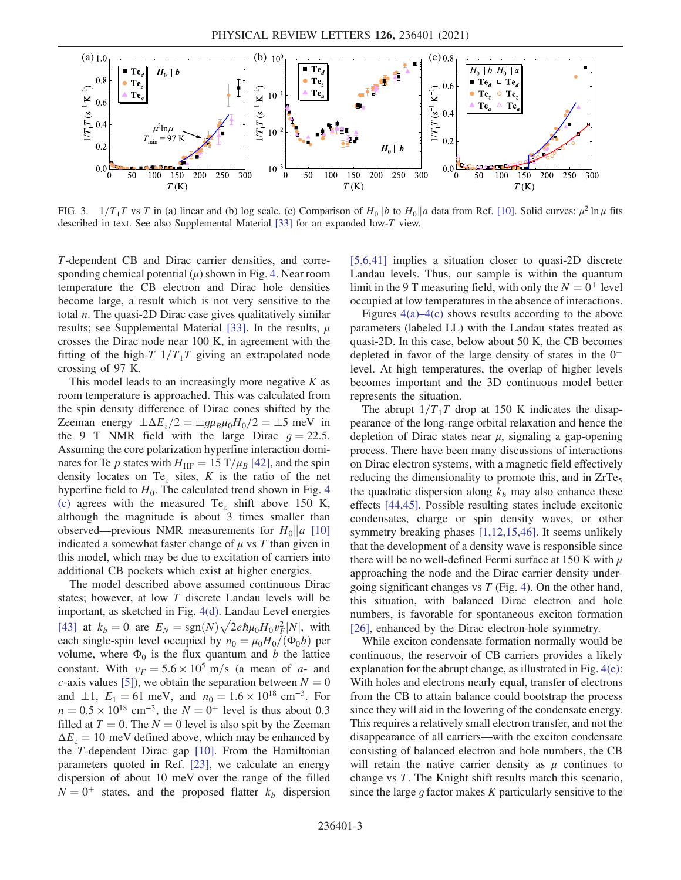FIG. 3. $1/T_1T$ vs $T$ in (a) linear and (b) log scale. (c) Comparison of $H_0\|b$ to $H_0\|a$ data from Ref. [10]. Solid curves: $\mu^2 \ln \mu$ fits described in text. See also Supplemental Material [33] for an expanded low-$T$ view.

$T$-dependent CB and Dirac carrier densities, and corresponding chemical potential ($\mu$) shown in Fig. 4. Near room temperature the CB electron and Dirac hole densities become large, a result which is not very sensitive to the total $n$. The quasi-2D Dirac case gives qualitatively similar results; see Supplemental Material [33]. In the results, $\mu$ crosses the Dirac node near 100 K, in agreement with the fitting of the high-$T$ $1/T_1T$ giving an extrapolated node crossing of 97 K.

This model leads to an increasingly more negative $K$ as room temperature is approached. This was calculated from the spin density difference of Dirac cones shifted by the Zeeman energy $\pm\Delta E_z/2 = \pm g\mu_B\mu_0 H_0/2 = \pm 5$ meV in the 9 T NMR field with the large Dirac $g = 22.5$. Assuming the core polarization hyperfine interaction dominates for Te $p$ states with $H_{\mathrm{HF}} = 15\ \mathrm{T}/\mu_B$ [42], and the spin density locates on $\mathrm{Te}_z$ sites, $K$ is the ratio of the net hyperfine field to $H_0$. The calculated trend shown in Fig. 4(c) agrees with the measured $\mathrm{Te}_z$ shift above 150 K, although the magnitude is about 3 times smaller than observed—previous NMR measurements for $H_0\|a$ [10] indicated a somewhat faster change of $\mu$ vs $T$ than given in this model, which may be due to excitation of carriers into additional CB pockets which exist at higher energies.

The model described above assumed continuous Dirac states; however, at low $T$ discrete Landau levels will be important, as sketched in Fig. 4(d). Landau Level energies [43] at $k_b = 0$ are $E_N = \mathrm{sgn}(N)\sqrt{2e\hbar\mu_0 H_0 v_F^2 |N|}$, with each single-spin level occupied by $n_0 = \mu_0 H_0/(\Phi_0 b)$ per volume, where $\Phi_0$ is the flux quantum and $b$ the lattice constant. With $v_F = 5.6 \times 10^5$ m/s (a mean of $a$- and $c$-axis values [5]), we obtain the separation between $N = 0$ and $\pm 1$, $E_1 = 61$ meV, and $n_0 = 1.6 \times 10^{18}\ \mathrm{cm}^{-3}$. For $n = 0.5 \times 10^{18}\ \mathrm{cm}^{-3}$, the $N = 0^+$ level is thus about 0.3 filled at $T = 0$. The $N = 0$ level is also spit by the Zeeman $\Delta E_z = 10$ meV defined above, which may be enhanced by the $T$-dependent Dirac gap [10]. From the Hamiltonian parameters quoted in Ref. [23], we calculate an energy dispersion of about 10 meV over the range of the filled $N = 0^+$ states, and the proposed flatter $k_b$ dispersion [5,6,41] implies a situation closer to quasi-2D discrete Landau levels. Thus, our sample is within the quantum limit in the 9 T measuring field, with only the $N = 0^+$ level occupied at low temperatures in the absence of interactions.

Figures 4(a)–4(c) shows results according to the above parameters (labeled LL) with the Landau states treated as quasi-2D. In this case, below about 50 K, the CB becomes depleted in favor of the large density of states in the $0^+$ level. At high temperatures, the overlap of higher levels becomes important and the 3D continuous model better represents the situation.

The abrupt $1/T_1T$ drop at 150 K indicates the disappearance of the long-range orbital relaxation and hence the depletion of Dirac states near $\mu$, signaling a gap-opening process. There have been many discussions of interactions on Dirac electron systems, with a magnetic field effectively reducing the dimensionality to promote this, and in $\mathrm{ZrTe}_5$ the quadratic dispersion along $k_b$ may also enhance these effects [44,45]. Possible resulting states include excitonic condensates, charge or spin density waves, or other symmetry breaking phases [1,12,15,46]. It seems unlikely that the development of a density wave is responsible since there will be no well-defined Fermi surface at 150 K with $\mu$ approaching the node and the Dirac carrier density undergoing significant changes vs $T$ (Fig. 4). On the other hand, this situation, with balanced Dirac electron and hole numbers, is favorable for spontaneous exciton formation [26], enhanced by the Dirac electron-hole symmetry.

While exciton condensate formation normally would be continuous, the reservoir of CB carriers provides a likely explanation for the abrupt change, as illustrated in Fig. 4(e): With holes and electrons nearly equal, transfer of electrons from the CB to attain balance could bootstrap the process since they will aid in the lowering of the condensate energy. This requires a relatively small electron transfer, and not the disappearance of all carriers—with the exciton condensate consisting of balanced electron and hole numbers, the CB will retain the native carrier density as $\mu$ continues to change vs $T$. The Knight shift results match this scenario, since the large $g$ factor makes $K$ particularly sensitive to the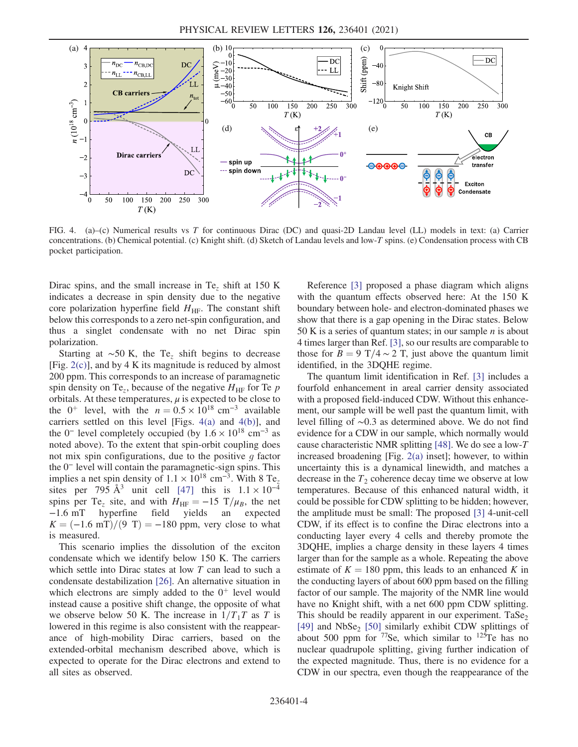FIG. 4. (a)–(c) Numerical results vs $T$ for continuous Dirac (DC) and quasi-2D Landau level (LL) models in text: (a) Carrier concentrations. (b) Chemical potential. (c) Knight shift. (d) Sketch of Landau levels and low-$T$ spins. (e) Condensation process with CB pocket participation.

Dirac spins, and the small increase in Te$_z$ shift at 150 K indicates a decrease in spin density due to the negative core polarization hyperfine field $H_{\mathrm{HF}}$. The constant shift below this corresponds to a zero net-spin configuration, and thus a singlet condensate with no net Dirac spin polarization.

Starting at ~50 K, the Te$_z$ shift begins to decrease [Fig. 2(c)], and by 4 K its magnitude is reduced by almost 200 ppm. This corresponds to an increase of paramagnetic spin density on Te$_z$, because of the negative $H_{\mathrm{HF}}$ for Te $p$ orbitals. At these temperatures, $\mu$ is expected to be close to the $0^+$ level, with the $n = 0.5 \times 10^{18}$ cm$^{-3}$ available carriers settled on this level [Figs. 4(a) and 4(b)], and the $0^-$ level completely occupied (by $1.6 \times 10^{18}$ cm$^{-3}$ as noted above). To the extent that spin-orbit coupling does not mix spin configurations, due to the positive $g$ factor the $0^-$ level will contain the paramagnetic-sign spins. This implies a net spin density of $1.1 \times 10^{18}$ cm$^{-3}$. With 8 Te$_z$ sites per 795 Å$^3$ unit cell [47] this is $1.1 \times 10^{-4}$ spins per Te$_z$ site, and with $H_{\mathrm{HF}} = -15$ T$/\mu_B$, the net $-1.6$ mT hyperfine field yields an expected $K = (-1.6 \text{ mT})/(9 \text{ T}) = -180$ ppm, very close to what is measured.

This scenario implies the dissolution of the exciton condensate which we identify below 150 K. The carriers which settle into Dirac states at low $T$ can lead to such a condensate destabilization [26]. An alternative situation in which electrons are simply added to the $0^+$ level would instead cause a positive shift change, the opposite of what we observe below 50 K. The increase in $1/T_1T$ as $T$ is lowered in this regime is also consistent with the reappearance of high-mobility Dirac carriers, based on the extended-orbital mechanism described above, which is expected to operate for the Dirac electrons and extend to all sites as observed.

Reference [3] proposed a phase diagram which aligns with the quantum effects observed here: At the 150 K boundary between hole- and electron-dominated phases we show that there is a gap opening in the Dirac states. Below 50 K is a series of quantum states; in our sample $n$ is about 4 times larger than Ref. [3], so our results are comparable to those for $B = 9$ T$/4 \sim 2$ T, just above the quantum limit identified, in the 3DQHE regime.

The quantum limit identification in Ref. [3] includes a fourfold enhancement in areal carrier density associated with a proposed field-induced CDW. Without this enhancement, our sample will be well past the quantum limit, with level filling of ~0.3 as determined above. We do not find evidence for a CDW in our sample, which normally would cause characteristic NMR splitting [48]. We do see a low-$T$ increased broadening [Fig. 2(a) inset]; however, to within uncertainty this is a dynamical linewidth, and matches a decrease in the $T_2$ coherence decay time we observe at low temperatures. Because of this enhanced natural width, it could be possible for CDW splitting to be hidden; however, the amplitude must be small: The proposed [3] 4-unit-cell CDW, if its effect is to confine the Dirac electrons into a conducting layer every 4 cells and thereby promote the 3DQHE, implies a charge density in these layers 4 times larger than for the sample as a whole. Repeating the above estimate of $K = 180$ ppm, this leads to an enhanced $K$ in the conducting layers of about 600 ppm based on the filling factor of our sample. The majority of the NMR line would have no Knight shift, with a net 600 ppm CDW splitting. This should be readily apparent in our experiment. $TaSe_2$ [49] and $NbSe_2$ [50] similarly exhibit CDW splittings of about 500 ppm for $^{77}$Se, which similar to $^{125}$Te has no nuclear quadrupole splitting, giving further indication of the expected magnitude. Thus, there is no evidence for a CDW in our spectra, even though the reappearance of the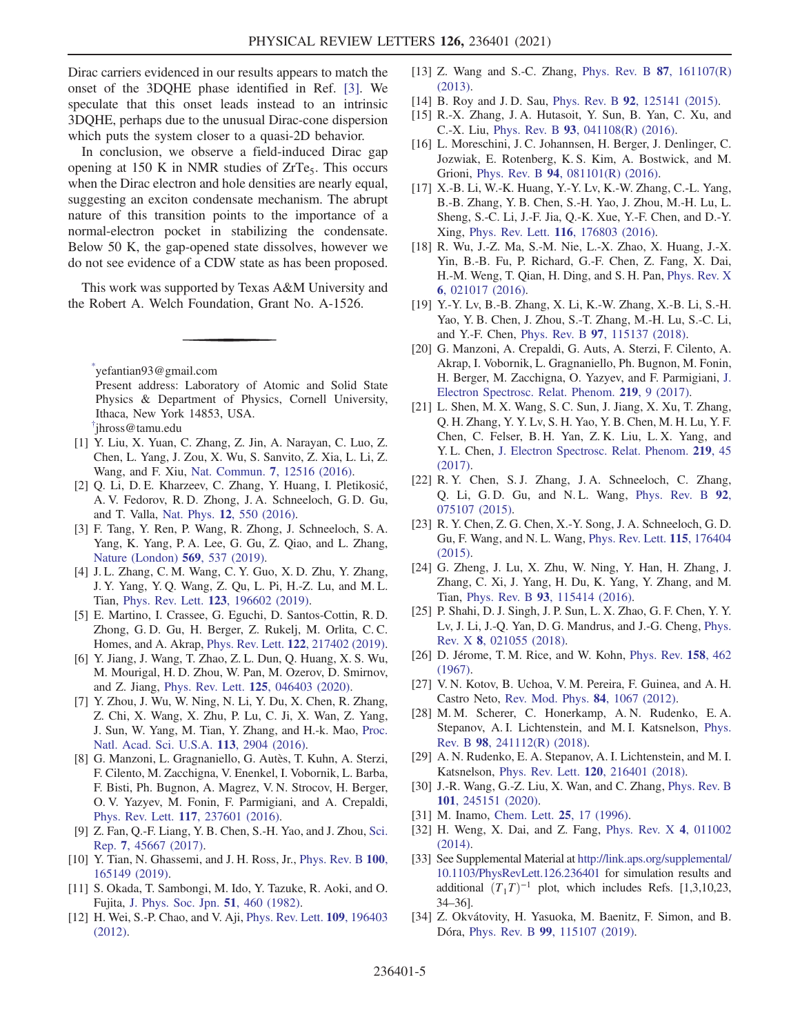Dirac carriers evidenced in our results appears to match the onset of the 3DQHE phase identified in Ref. [3]. We speculate that this onset leads instead to an intrinsic 3DQHE, perhaps due to the unusual Dirac-cone dispersion which puts the system closer to a quasi-2D behavior.

In conclusion, we observe a field-induced Dirac gap opening at 150 K in NMR studies of $ZrTe_5$. This occurs when the Dirac electron and hole densities are nearly equal, suggesting an exciton condensate mechanism. The abrupt nature of this transition points to the importance of a normal-electron pocket in stabilizing the condensate. Below 50 K, the gap-opened state dissolves, however we do not see evidence of a CDW state as has been proposed.

This work was supported by Texas A&M University and the Robert A. Welch Foundation, Grant No. A-1526.

---

[*]yefantian93@gmail.com
Present address: Laboratory of Atomic and Solid State Physics & Department of Physics, Cornell University, Ithaca, New York 14853, USA.

[†]jhross@tamu.edu

[1] Y. Liu, X. Yuan, C. Zhang, Z. Jin, A. Narayan, C. Luo, Z. Chen, L. Yang, J. Zou, X. Wu, S. Sanvito, Z. Xia, L. Li, Z. Wang, and F. Xiu, Nat. Commun. **7**, 12516 (2016).

[2] Q. Li, D. E. Kharzeev, C. Zhang, Y. Huang, I. Pletikosić, A. V. Fedorov, R. D. Zhong, J. A. Schneeloch, G. D. Gu, and T. Valla, Nat. Phys. **12**, 550 (2016).

[3] F. Tang, Y. Ren, P. Wang, R. Zhong, J. Schneeloch, S. A. Yang, K. Yang, P. A. Lee, G. Gu, Z. Qiao, and L. Zhang, Nature (London) **569**, 537 (2019).

[4] J. L. Zhang, C. M. Wang, C. Y. Guo, X. D. Zhu, Y. Zhang, J. Y. Yang, Y. Q. Wang, Z. Qu, L. Pi, H.-Z. Lu, and M. L. Tian, Phys. Rev. Lett. **123**, 196602 (2019).

[5] E. Martino, I. Crassee, G. Eguchi, D. Santos-Cottin, R. D. Zhong, G. D. Gu, H. Berger, Z. Rukelj, M. Orlita, C. C. Homes, and A. Akrap, Phys. Rev. Lett. **122**, 217402 (2019).

[6] Y. Jiang, J. Wang, T. Zhao, Z. L. Dun, Q. Huang, X. S. Wu, M. Mourigal, H. D. Zhou, W. Pan, M. Ozerov, D. Smirnov, and Z. Jiang, Phys. Rev. Lett. **125**, 046403 (2020).

[7] Y. Zhou, J. Wu, W. Ning, N. Li, Y. Du, X. Chen, R. Zhang, Z. Chi, X. Wang, X. Zhu, P. Lu, C. Ji, X. Wan, Z. Yang, J. Sun, W. Yang, M. Tian, Y. Zhang, and H.-k. Mao, Proc. Natl. Acad. Sci. U.S.A. **113**, 2904 (2016).

[8] G. Manzoni, L. Gragnaniello, G. Autès, T. Kuhn, A. Sterzi, F. Cilento, M. Zacchigna, V. Enenkel, I. Vobornik, L. Barba, F. Bisti, Ph. Bugnon, A. Magrez, V. N. Strocov, H. Berger, O. V. Yazyev, M. Fonin, F. Parmigiani, and A. Crepaldi, Phys. Rev. Lett. **117**, 237601 (2016).

[9] Z. Fan, Q.-F. Liang, Y. B. Chen, S.-H. Yao, and J. Zhou, Sci. Rep. **7**, 45667 (2017).

[10] Y. Tian, N. Ghassemi, and J. H. Ross, Jr., Phys. Rev. B **100**, 165149 (2019).

[11] S. Okada, T. Sambongi, M. Ido, Y. Tazuke, R. Aoki, and O. Fujita, J. Phys. Soc. Jpn. **51**, 460 (1982).

[12] H. Wei, S.-P. Chao, and V. Aji, Phys. Rev. Lett. **109**, 196403 (2012).

[13] Z. Wang and S.-C. Zhang, Phys. Rev. B **87**, 161107(R) (2013).

[14] B. Roy and J. D. Sau, Phys. Rev. B **92**, 125141 (2015).

[15] R.-X. Zhang, J. A. Hutasoit, Y. Sun, B. Yan, C. Xu, and C.-X. Liu, Phys. Rev. B **93**, 041108(R) (2016).

[16] L. Moreschini, J. C. Johannsen, H. Berger, J. Denlinger, C. Jozwiak, E. Rotenberg, K. S. Kim, A. Bostwick, and M. Grioni, Phys. Rev. B **94**, 081101(R) (2016).

[17] X.-B. Li, W.-K. Huang, Y.-Y. Lv, K.-W. Zhang, C.-L. Yang, B.-B. Zhang, Y. B. Chen, S.-H. Yao, J. Zhou, M.-H. Lu, L. Sheng, S.-C. Li, J.-F. Jia, Q.-K. Xue, Y.-F. Chen, and D.-Y. Xing, Phys. Rev. Lett. **116**, 176803 (2016).

[18] R. Wu, J.-Z. Ma, S.-M. Nie, L.-X. Zhao, X. Huang, J.-X. Yin, B.-B. Fu, P. Richard, G.-F. Chen, Z. Fang, X. Dai, H.-M. Weng, T. Qian, H. Ding, and S. H. Pan, Phys. Rev. X **6**, 021017 (2016).

[19] Y.-Y. Lv, B.-B. Zhang, X. Li, K.-W. Zhang, X.-B. Li, S.-H. Yao, Y. B. Chen, J. Zhou, S.-T. Zhang, M.-H. Lu, S.-C. Li, and Y.-F. Chen, Phys. Rev. B **97**, 115137 (2018).

[20] G. Manzoni, A. Crepaldi, G. Auts, A. Sterzi, F. Cilento, A. Akrap, I. Vobornik, L. Gragnaniello, Ph. Bugnon, M. Fonin, H. Berger, M. Zacchigna, O. Yazyev, and F. Parmigiani, J. Electron Spectrosc. Relat. Phenom. **219**, 9 (2017).

[21] L. Shen, M. X. Wang, S. C. Sun, J. Jiang, X. Xu, T. Zhang, Q. H. Zhang, Y. Y. Lv, S. H. Yao, Y. B. Chen, M. H. Lu, Y. F. Chen, C. Felser, B. H. Yan, Z. K. Liu, L. X. Yang, and Y. L. Chen, J. Electron Spectrosc. Relat. Phenom. **219**, 45 (2017).

[22] R. Y. Chen, S. J. Zhang, J. A. Schneeloch, C. Zhang, Q. Li, G. D. Gu, and N. L. Wang, Phys. Rev. B **92**, 075107 (2015).

[23] R. Y. Chen, Z. G. Chen, X.-Y. Song, J. A. Schneeloch, G. D. Gu, F. Wang, and N. L. Wang, Phys. Rev. Lett. **115**, 176404 (2015).

[24] G. Zheng, J. Lu, X. Zhu, W. Ning, Y. Han, H. Zhang, J. Zhang, C. Xi, J. Yang, H. Du, K. Yang, Y. Zhang, and M. Tian, Phys. Rev. B **93**, 115414 (2016).

[25] P. Shahi, D. J. Singh, J. P. Sun, L. X. Zhao, G. F. Chen, Y. Y. Lv, J. Li, J.-Q. Yan, D. G. Mandrus, and J.-G. Cheng, Phys. Rev. X **8**, 021055 (2018).

[26] D. Jérome, T. M. Rice, and W. Kohn, Phys. Rev. **158**, 462 (1967).

[27] V. N. Kotov, B. Uchoa, V. M. Pereira, F. Guinea, and A. H. Castro Neto, Rev. Mod. Phys. **84**, 1067 (2012).

[28] M. M. Scherer, C. Honerkamp, A. N. Rudenko, E. A. Stepanov, A. I. Lichtenstein, and M. I. Katsnelson, Phys. Rev. B **98**, 241112(R) (2018).

[29] A. N. Rudenko, E. A. Stepanov, A. I. Lichtenstein, and M. I. Katsnelson, Phys. Rev. Lett. **120**, 216401 (2018).

[30] J.-R. Wang, G.-Z. Liu, X. Wan, and C. Zhang, Phys. Rev. B **101**, 245151 (2020).

[31] M. Inamo, Chem. Lett. **25**, 17 (1996).

[32] H. Weng, X. Dai, and Z. Fang, Phys. Rev. X **4**, 011002 (2014).

[33] See Supplemental Material at http://link.aps.org/supplemental/10.1103/PhysRevLett.126.236401 for simulation results and additional $(T_1T)^{-1}$ plot, which includes Refs. [1,3,10,23, 34–36].

[34] Z. Okvátovity, H. Yasuoka, M. Baenitz, F. Simon, and B. Dóra, Phys. Rev. B **99**, 115107 (2019).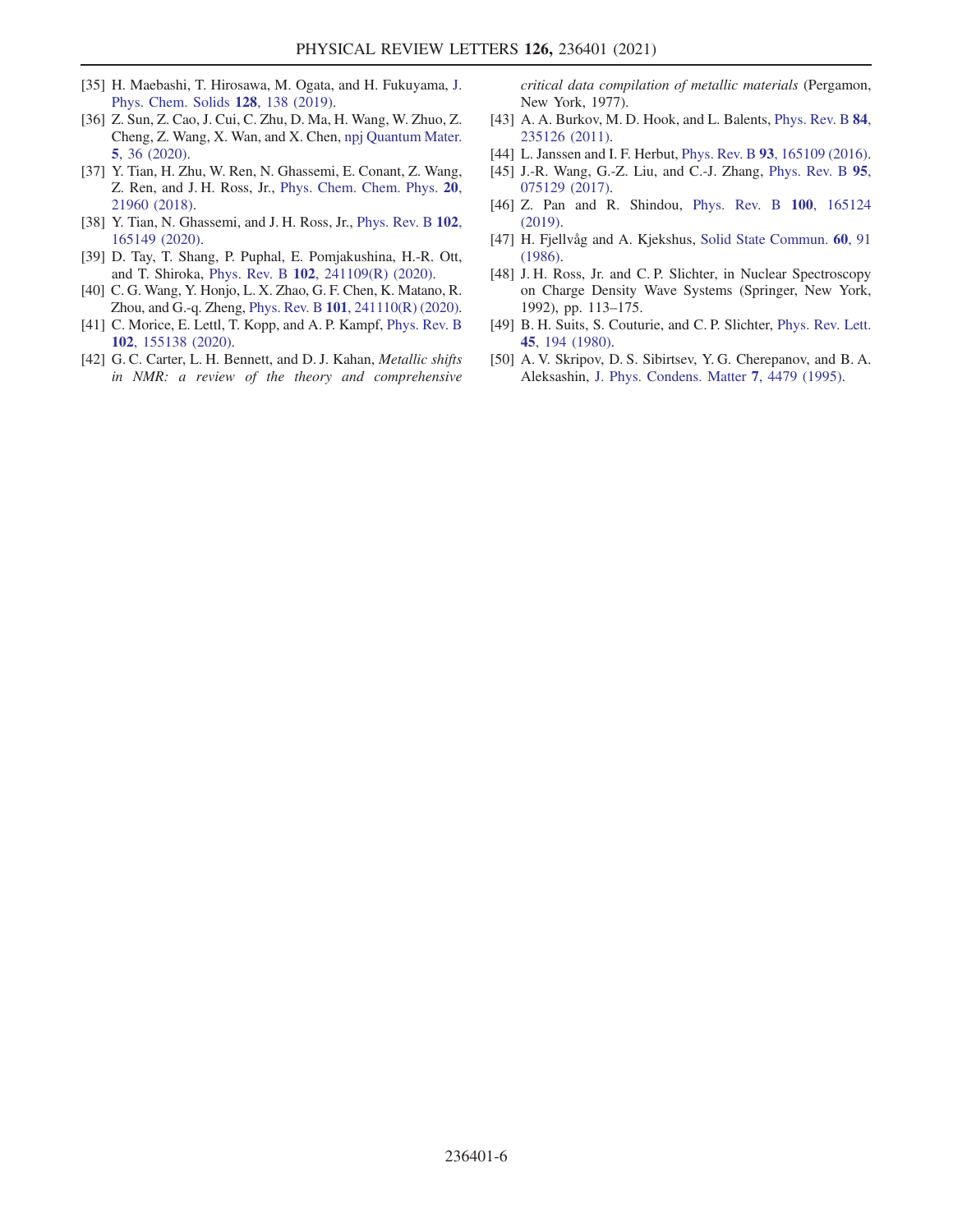[35] H. Maebashi, T. Hirosawa, M. Ogata, and H. Fukuyama, J. Phys. Chem. Solids **128**, 138 (2019).

[36] Z. Sun, Z. Cao, J. Cui, C. Zhu, D. Ma, H. Wang, W. Zhuo, Z. Cheng, Z. Wang, X. Wan, and X. Chen, npj Quantum Mater. **5**, 36 (2020).

[37] Y. Tian, H. Zhu, W. Ren, N. Ghassemi, E. Conant, Z. Wang, Z. Ren, and J. H. Ross, Jr., Phys. Chem. Chem. Phys. **20**, 21960 (2018).

[38] Y. Tian, N. Ghassemi, and J. H. Ross, Jr., Phys. Rev. B **102**, 165149 (2020).

[39] D. Tay, T. Shang, P. Puphal, E. Pomjakushina, H.-R. Ott, and T. Shiroka, Phys. Rev. B **102**, 241109(R) (2020).

[40] C. G. Wang, Y. Honjo, L. X. Zhao, G. F. Chen, K. Matano, R. Zhou, and G.-q. Zheng, Phys. Rev. B **101**, 241110(R) (2020).

[41] C. Morice, E. Lettl, T. Kopp, and A. P. Kampf, Phys. Rev. B **102**, 155138 (2020).

[42] G. C. Carter, L. H. Bennett, and D. J. Kahan, *Metallic shifts in NMR: a review of the theory and comprehensive critical data compilation of metallic materials* (Pergamon, New York, 1977).

[43] A. A. Burkov, M. D. Hook, and L. Balents, Phys. Rev. B **84**, 235126 (2011).

[44] L. Janssen and I. F. Herbut, Phys. Rev. B **93**, 165109 (2016).

[45] J.-R. Wang, G.-Z. Liu, and C.-J. Zhang, Phys. Rev. B **95**, 075129 (2017).

[46] Z. Pan and R. Shindou, Phys. Rev. B **100**, 165124 (2019).

[47] H. Fjellvåg and A. Kjekshus, Solid State Commun. **60**, 91 (1986).

[48] J. H. Ross, Jr. and C. P. Slichter, in Nuclear Spectroscopy on Charge Density Wave Systems (Springer, New York, 1992), pp. 113–175.

[49] B. H. Suits, S. Couturie, and C. P. Slichter, Phys. Rev. Lett. **45**, 194 (1980).

[50] A. V. Skripov, D. S. Sibirtsev, Y. G. Cherepanov, and B. A. Aleksashin, J. Phys. Condens. Matter **7**, 4479 (1995).